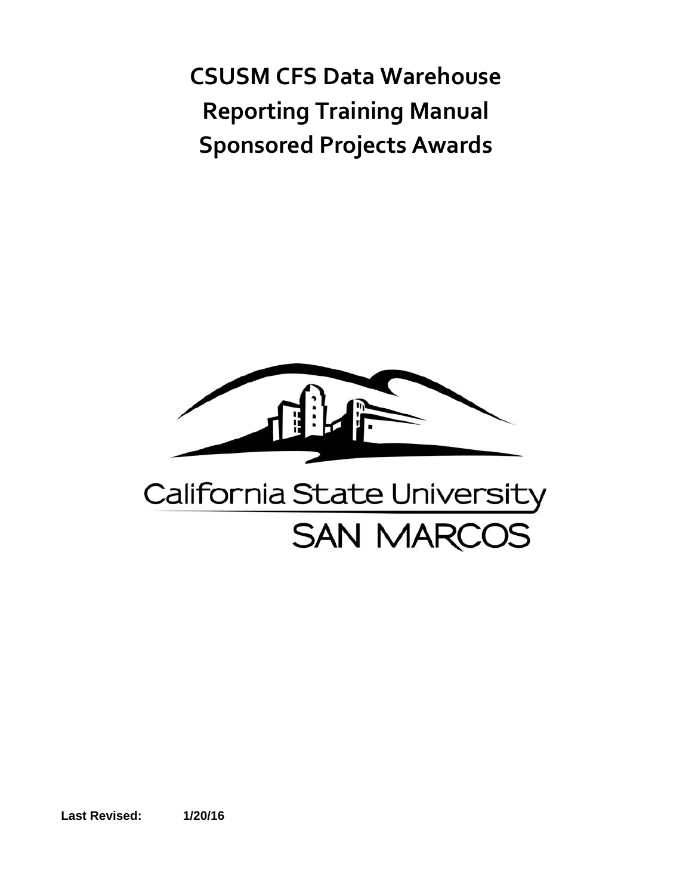# CSUSM CFS Data Warehouse Reporting Training Manual Sponsored Projects Awards

California State University
SAN MARCOS

**Last Revised:** **1/20/16**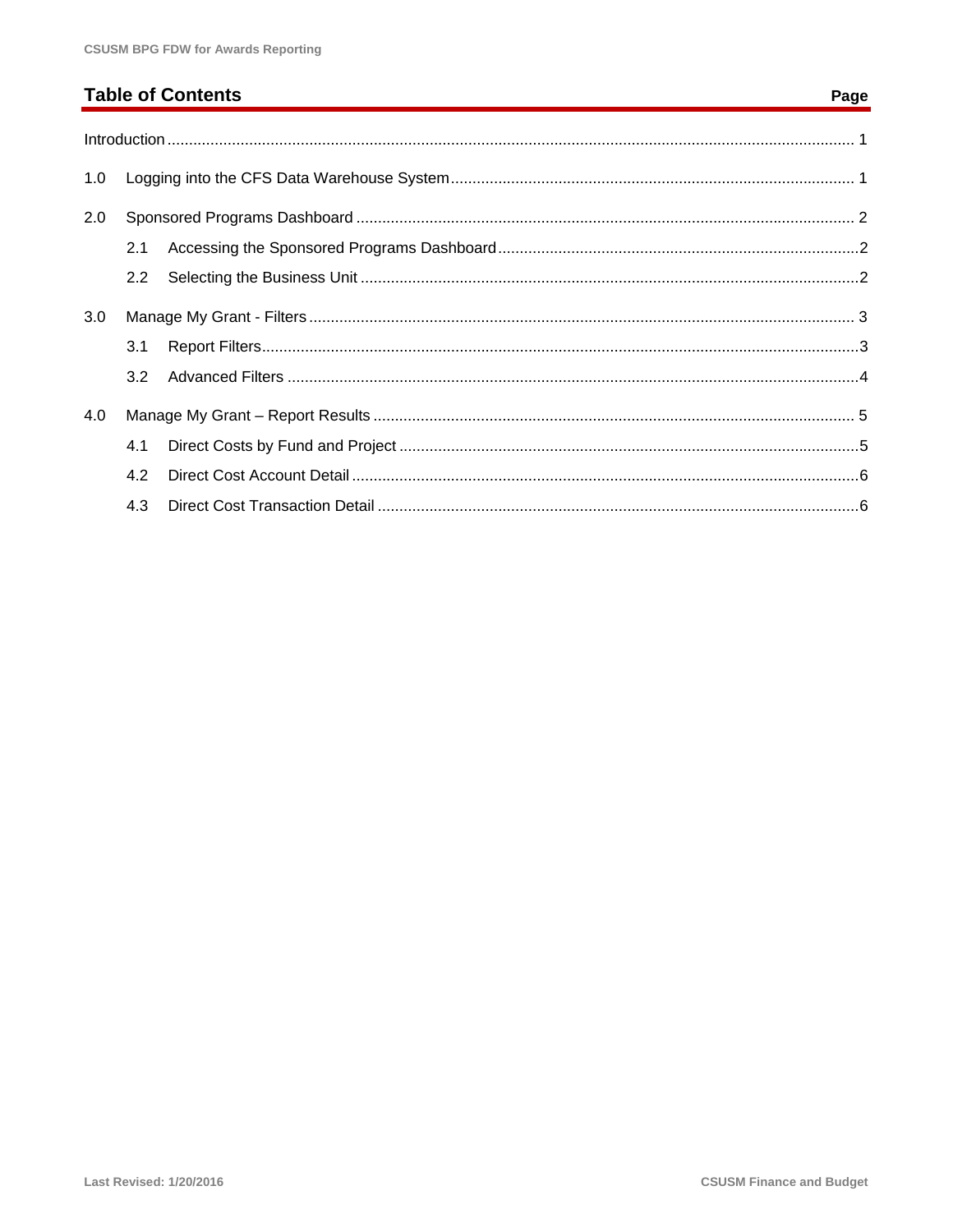## Table of Contents

| | Page |
|---|---|
| Introduction | 1 |
| 1.0 Logging into the CFS Data Warehouse System | 1 |
| 2.0 Sponsored Programs Dashboard | 2 |
| 2.1 Accessing the Sponsored Programs Dashboard | 2 |
| 2.2 Selecting the Business Unit | 2 |
| 3.0 Manage My Grant - Filters | 3 |
| 3.1 Report Filters | 3 |
| 3.2 Advanced Filters | 4 |
| 4.0 Manage My Grant – Report Results | 5 |
| 4.1 Direct Costs by Fund and Project | 5 |
| 4.2 Direct Cost Account Detail | 6 |
| 4.3 Direct Cost Transaction Detail | 6 |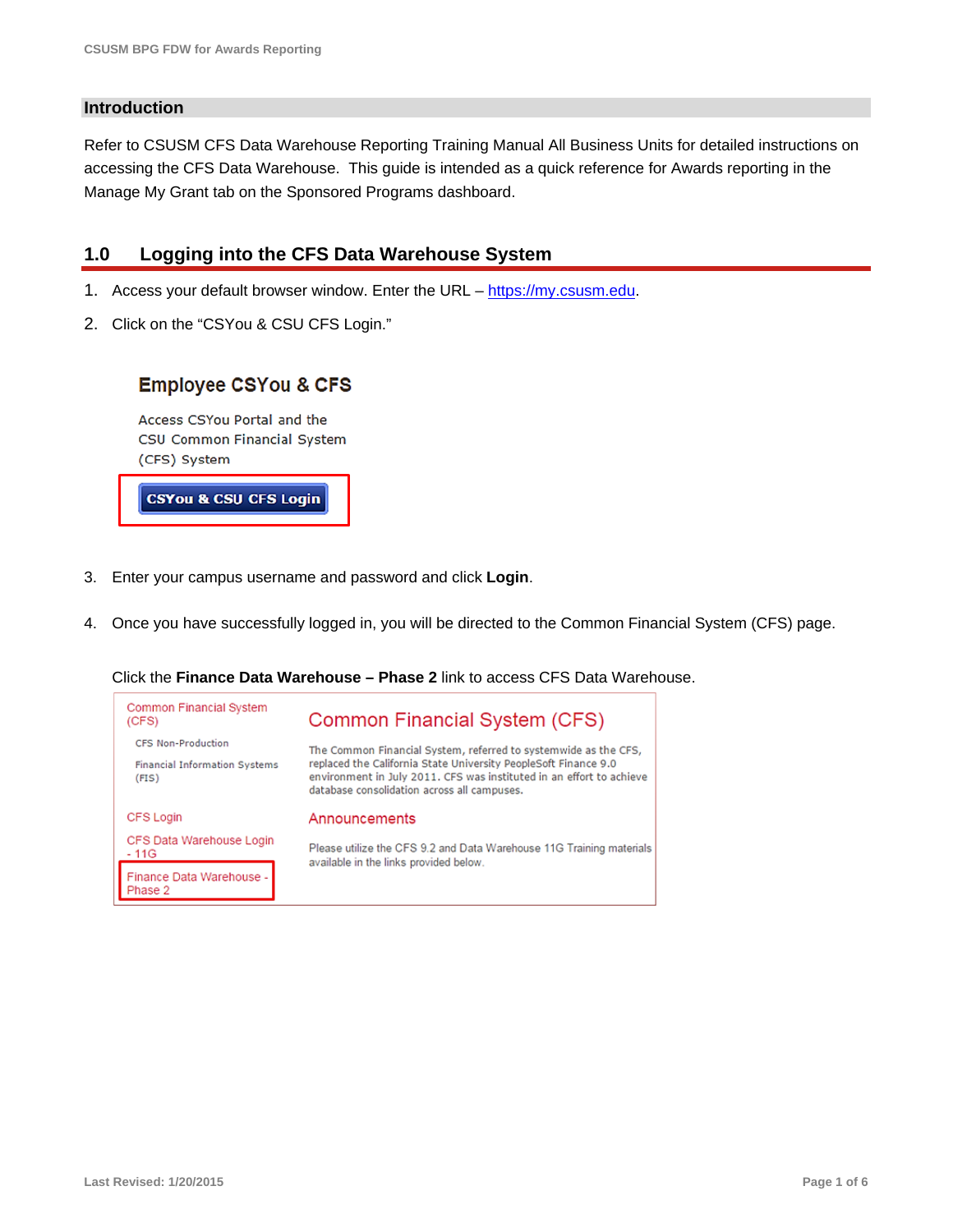## Introduction

Refer to CSUSM CFS Data Warehouse Reporting Training Manual All Business Units for detailed instructions on accessing the CFS Data Warehouse. This guide is intended as a quick reference for Awards reporting in the Manage My Grant tab on the Sponsored Programs dashboard.

## 1.0 Logging into the CFS Data Warehouse System

1. Access your default browser window. Enter the URL – https://my.csusm.edu.
2. Click on the "CSYou & CSU CFS Login."

   **Employee CSYou & CFS**

   Access CSYou Portal and the CSU Common Financial System (CFS) System

   **CSYou & CSU CFS Login**

3. Enter your campus username and password and click **Login**.
4. Once you have successfully logged in, you will be directed to the Common Financial System (CFS) page.

   Click the **Finance Data Warehouse – Phase 2** link to access CFS Data Warehouse.

   Common Financial System (CFS)
   - CFS Non-Production
   - Financial Information Systems (FIS)

   CFS Login

   CFS Data Warehouse Login - 11G

   Finance Data Warehouse - Phase 2

   **Common Financial System (CFS)**

   The Common Financial System, referred to systemwide as the CFS, replaced the California State University PeopleSoft Finance 9.0 environment in July 2011. CFS was instituted in an effort to achieve database consolidation across all campuses.

   **Announcements**

   Please utilize the CFS 9.2 and Data Warehouse 11G Training materials available in the links provided below.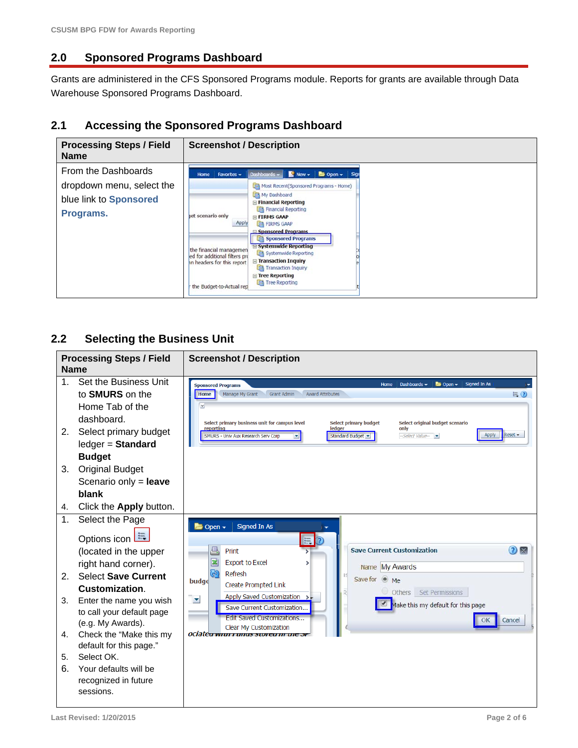## 2.0 Sponsored Programs Dashboard

Grants are administered in the CFS Sponsored Programs module. Reports for grants are available through Data Warehouse Sponsored Programs Dashboard.

### 2.1 Accessing the Sponsored Programs Dashboard

| Processing Steps / Field Name | Screenshot / Description |
|---|---|
| From the Dashboards dropdown menu, select the blue link to **Sponsored Programs.** | |

### 2.2 Selecting the Business Unit

| Processing Steps / Field Name | Screenshot / Description |
|---|---|
| 1. Set the Business Unit to **SMURS** on the Home Tab of the dashboard.<br>2. Select primary budget ledger = **Standard Budget**<br>3. Original Budget Scenario only = **leave blank**<br>4. Click the **Apply** button. | |
| 1. Select the Page Options icon (located in the upper right hand corner).<br>2. Select **Save Current Customization**.<br>3. Enter the name you wish to call your default page (e.g. My Awards).<br>4. Check the "Make this my default for this page."<br>5. Select OK.<br>6. Your defaults will be recognized in future sessions. | |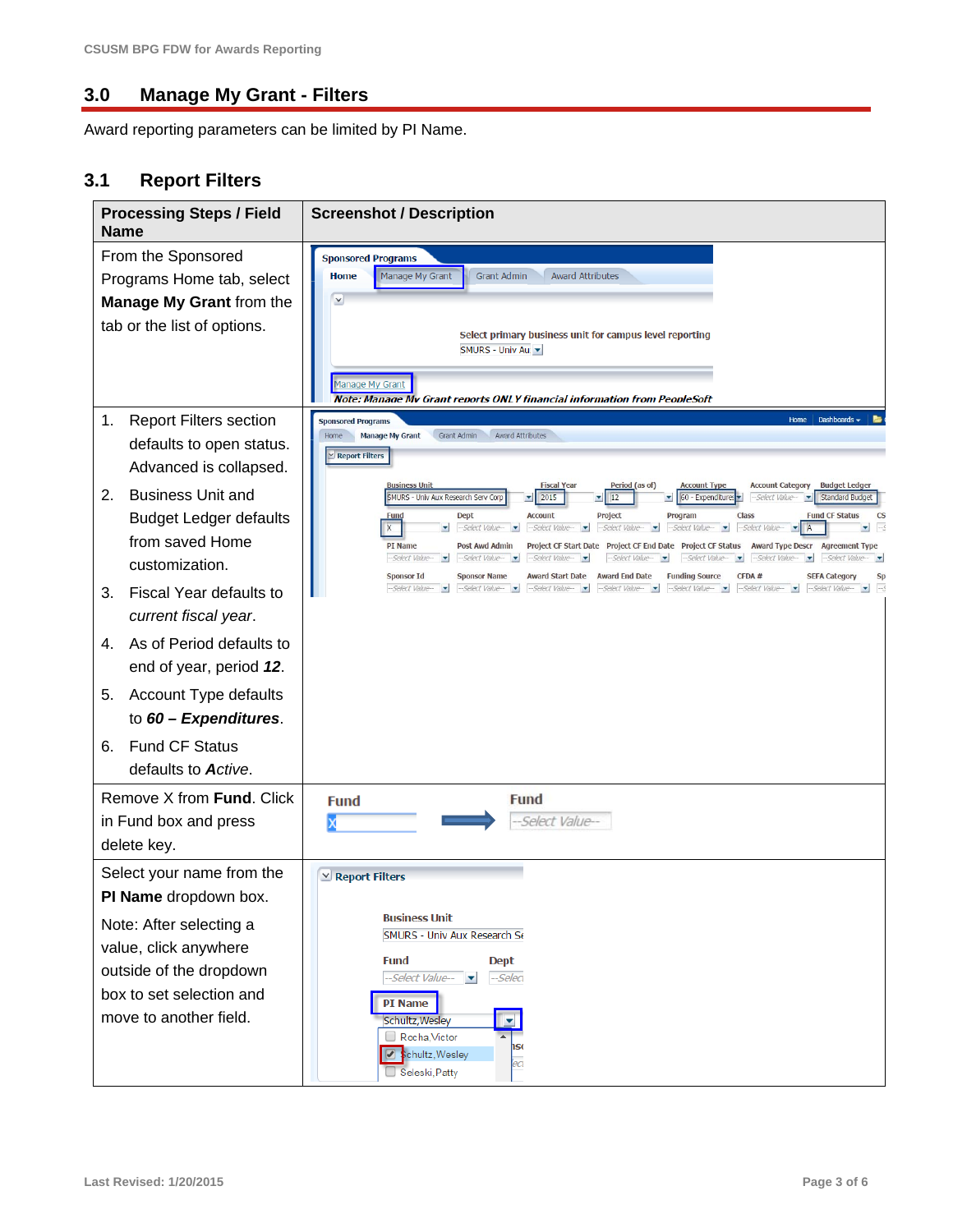## 3.0 Manage My Grant - Filters

Award reporting parameters can be limited by PI Name.

### 3.1 Report Filters

| Processing Steps / Field Name | Screenshot / Description |
|---|---|
| From the Sponsored Programs Home tab, select **Manage My Grant** from the tab or the list of options. | |
| 1. Report Filters section defaults to open status. Advanced is collapsed.<br>2. Business Unit and Budget Ledger defaults from saved Home customization.<br>3. Fiscal Year defaults to *current fiscal year*.<br>4. As of Period defaults to end of year, period ***12***.<br>5. Account Type defaults to ***60 – Expenditures***.<br>6. Fund CF Status defaults to ***Active***. | |
| Remove X from **Fund**. Click in Fund box and press delete key. | |
| Select your name from the **PI Name** dropdown box.<br><br>Note: After selecting a value, click anywhere outside of the dropdown box to set selection and move to another field. | |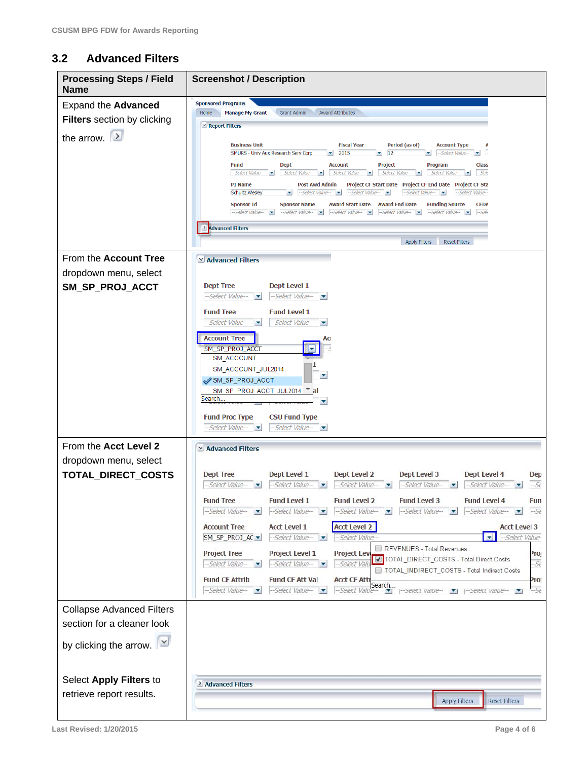## 3.2 Advanced Filters

| Processing Steps / Field Name | Screenshot / Description |
|---|---|
| Expand the **Advanced Filters** section by clicking the arrow. | |
| From the **Account Tree** dropdown menu, select **SM_SP_PROJ_ACCT** | |
| From the **Acct Level 2** dropdown menu, select **TOTAL_DIRECT_COSTS** | |
| Collapse Advanced Filters section for a cleaner look by clicking the arrow.<br><br>Select **Apply Filters** to retrieve report results. | |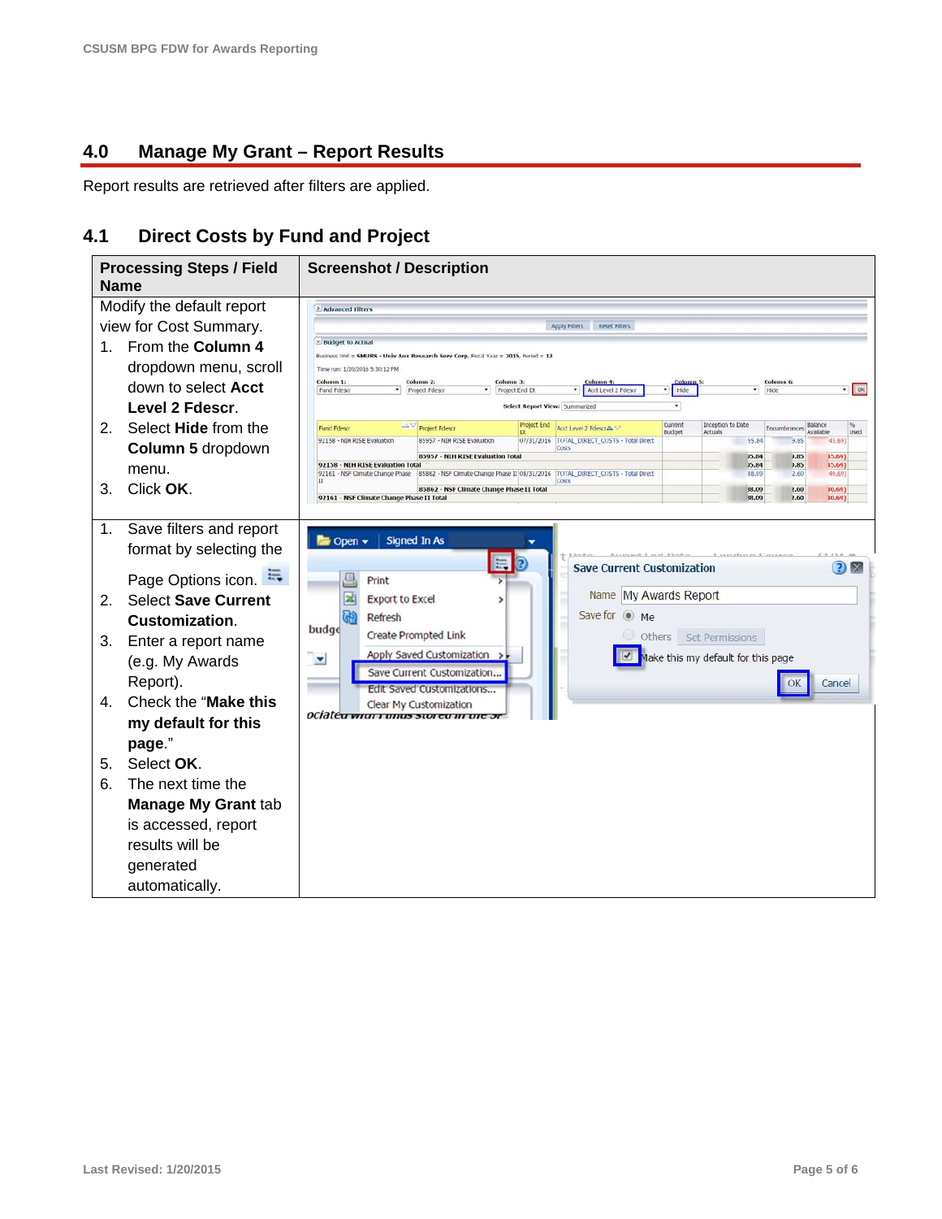## 4.0 Manage My Grant – Report Results

Report results are retrieved after filters are applied.

### 4.1 Direct Costs by Fund and Project

| Processing Steps / Field Name | Screenshot / Description |
|---|---|
| Modify the default report view for Cost Summary.<br>1. From the **Column 4** dropdown menu, scroll down to select **Acct Level 2 Fdescr**.<br>2. Select **Hide** from the **Column 5** dropdown menu.<br>3. Click **OK**. | |
| 1. Save filters and report format by selecting the Page Options icon.<br>2. Select **Save Current Customization**.<br>3. Enter a report name (e.g. My Awards Report).<br>4. Check the "**Make this my default for this page**."<br>5. Select **OK**.<br>6. The next time the **Manage My Grant** tab is accessed, report results will be generated automatically. | |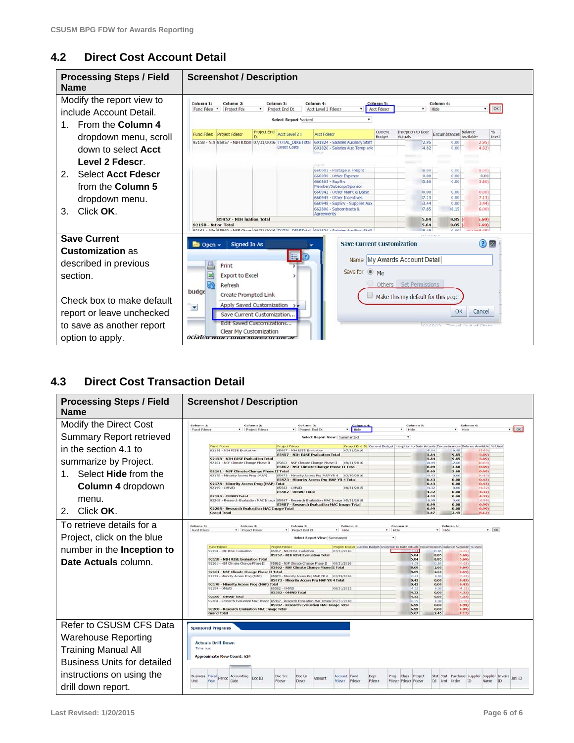## 4.2 Direct Cost Account Detail

| Processing Steps / Field Name | Screenshot / Description |
| --- | --- |
| Modify the report view to include Account Detail.<br>1. From the **Column 4** dropdown menu, scroll down to select **Acct Level 2 Fdescr**.<br>2. Select **Acct Fdescr** from the **Column 5** dropdown menu.<br>3. Click **OK**. | |
| **Save Current Customization** as described in previous section.<br><br>Check box to make default report or leave unchecked to save as another report option to apply. | |

## 4.3 Direct Cost Transaction Detail

| Processing Steps / Field Name | Screenshot / Description |
| --- | --- |
| Modify the Direct Cost Summary Report retrieved in the section 4.1 to summarize by Project.<br>1. Select **Hide** from the **Column 4** dropdown menu.<br>2. Click **OK**. | |
| To retrieve details for a Project, click on the blue number in the **Inception to Date Actuals** column. | |
| Refer to CSUSM CFS Data Warehouse Reporting Training Manual All Business Units for detailed instructions on using the drill down report. | |

Last Revised: 1/20/2015